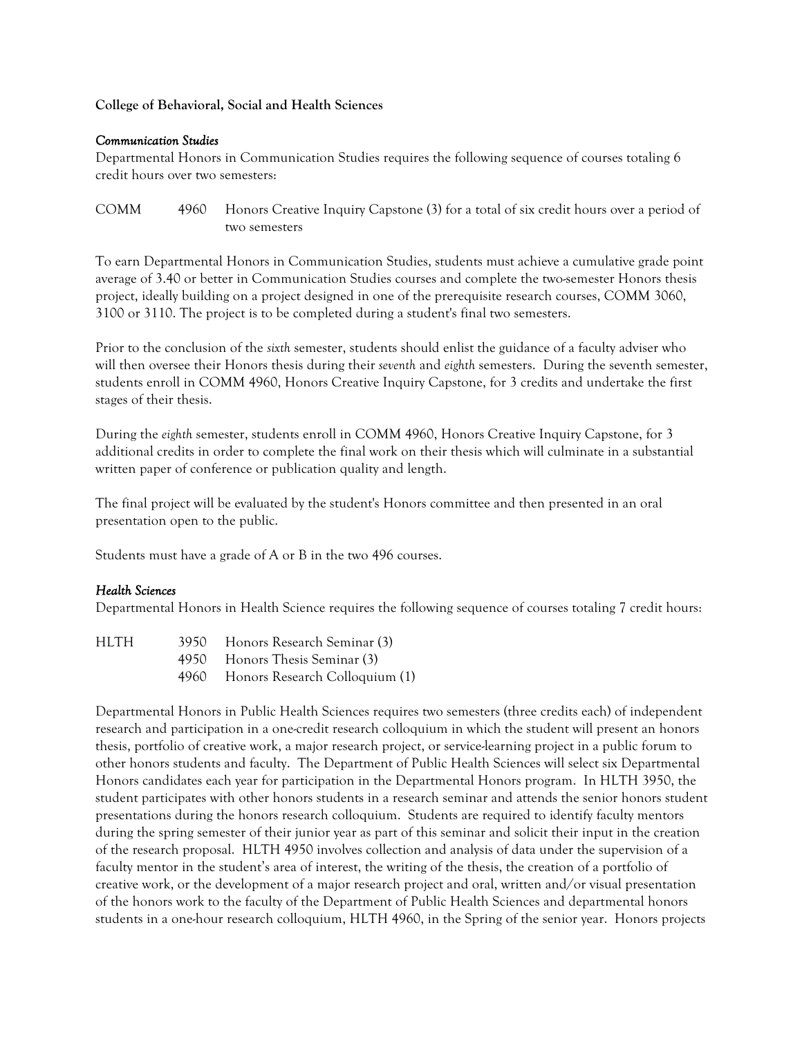**College of Behavioral, Social and Health Sciences**

*Communication Studies*

Departmental Honors in Communication Studies requires the following sequence of courses totaling 6 credit hours over two semesters:

| | | |
|---|---|---|
| COMM | 4960 | Honors Creative Inquiry Capstone (3) for a total of six credit hours over a period of two semesters |

To earn Departmental Honors in Communication Studies, students must achieve a cumulative grade point average of 3.40 or better in Communication Studies courses and complete the two-semester Honors thesis project, ideally building on a project designed in one of the prerequisite research courses, COMM 3060, 3100 or 3110. The project is to be completed during a student's final two semesters.

Prior to the conclusion of the *sixth* semester, students should enlist the guidance of a faculty adviser who will then oversee their Honors thesis during their *seventh* and *eighth* semesters. During the seventh semester, students enroll in COMM 4960, Honors Creative Inquiry Capstone, for 3 credits and undertake the first stages of their thesis.

During the *eighth* semester, students enroll in COMM 4960, Honors Creative Inquiry Capstone, for 3 additional credits in order to complete the final work on their thesis which will culminate in a substantial written paper of conference or publication quality and length.

The final project will be evaluated by the student's Honors committee and then presented in an oral presentation open to the public.

Students must have a grade of A or B in the two 496 courses.

*Health Sciences*

Departmental Honors in Health Science requires the following sequence of courses totaling 7 credit hours:

| | | |
|---|---|---|
| HLTH | 3950 | Honors Research Seminar (3) |
| | 4950 | Honors Thesis Seminar (3) |
| | 4960 | Honors Research Colloquium (1) |

Departmental Honors in Public Health Sciences requires two semesters (three credits each) of independent research and participation in a one-credit research colloquium in which the student will present an honors thesis, portfolio of creative work, a major research project, or service-learning project in a public forum to other honors students and faculty. The Department of Public Health Sciences will select six Departmental Honors candidates each year for participation in the Departmental Honors program. In HLTH 3950, the student participates with other honors students in a research seminar and attends the senior honors student presentations during the honors research colloquium. Students are required to identify faculty mentors during the spring semester of their junior year as part of this seminar and solicit their input in the creation of the research proposal. HLTH 4950 involves collection and analysis of data under the supervision of a faculty mentor in the student's area of interest, the writing of the thesis, the creation of a portfolio of creative work, or the development of a major research project and oral, written and/or visual presentation of the honors work to the faculty of the Department of Public Health Sciences and departmental honors students in a one-hour research colloquium, HLTH 4960, in the Spring of the senior year. Honors projects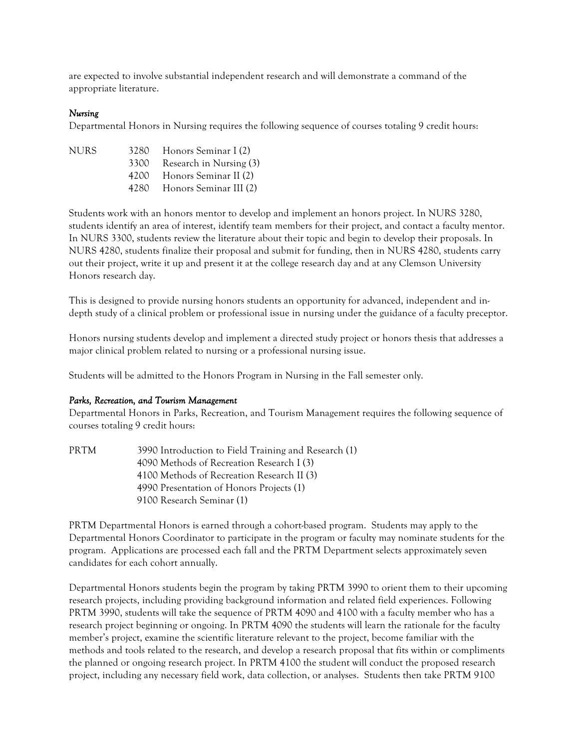are expected to involve substantial independent research and will demonstrate a command of the appropriate literature.

### *Nursing*

Departmental Honors in Nursing requires the following sequence of courses totaling 9 credit hours:

| | | |
|---|---|---|
| NURS | 3280 | Honors Seminar I (2) |
| | 3300 | Research in Nursing (3) |
| | 4200 | Honors Seminar II (2) |
| | 4280 | Honors Seminar III (2) |

Students work with an honors mentor to develop and implement an honors project. In NURS 3280, students identify an area of interest, identify team members for their project, and contact a faculty mentor. In NURS 3300, students review the literature about their topic and begin to develop their proposals. In NURS 4280, students finalize their proposal and submit for funding, then in NURS 4280, students carry out their project, write it up and present it at the college research day and at any Clemson University Honors research day.

This is designed to provide nursing honors students an opportunity for advanced, independent and in-depth study of a clinical problem or professional issue in nursing under the guidance of a faculty preceptor.

Honors nursing students develop and implement a directed study project or honors thesis that addresses a major clinical problem related to nursing or a professional nursing issue.

Students will be admitted to the Honors Program in Nursing in the Fall semester only.

### *Parks, Recreation, and Tourism Management*

Departmental Honors in Parks, Recreation, and Tourism Management requires the following sequence of courses totaling 9 credit hours:

| | |
|---|---|
| PRTM | 3990 Introduction to Field Training and Research (1) |
| | 4090 Methods of Recreation Research I (3) |
| | 4100 Methods of Recreation Research II (3) |
| | 4990 Presentation of Honors Projects (1) |
| | 9100 Research Seminar (1) |

PRTM Departmental Honors is earned through a cohort-based program. Students may apply to the Departmental Honors Coordinator to participate in the program or faculty may nominate students for the program. Applications are processed each fall and the PRTM Department selects approximately seven candidates for each cohort annually.

Departmental Honors students begin the program by taking PRTM 3990 to orient them to their upcoming research projects, including providing background information and related field experiences. Following PRTM 3990, students will take the sequence of PRTM 4090 and 4100 with a faculty member who has a research project beginning or ongoing. In PRTM 4090 the students will learn the rationale for the faculty member's project, examine the scientific literature relevant to the project, become familiar with the methods and tools related to the research, and develop a research proposal that fits within or compliments the planned or ongoing research project. In PRTM 4100 the student will conduct the proposed research project, including any necessary field work, data collection, or analyses. Students then take PRTM 9100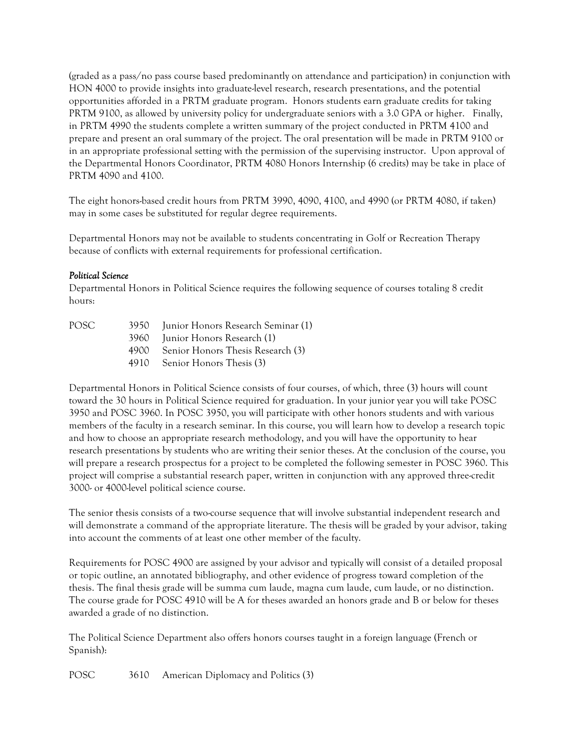(graded as a pass/no pass course based predominantly on attendance and participation) in conjunction with HON 4000 to provide insights into graduate-level research, research presentations, and the potential opportunities afforded in a PRTM graduate program. Honors students earn graduate credits for taking PRTM 9100, as allowed by university policy for undergraduate seniors with a 3.0 GPA or higher. Finally, in PRTM 4990 the students complete a written summary of the project conducted in PRTM 4100 and prepare and present an oral summary of the project. The oral presentation will be made in PRTM 9100 or in an appropriate professional setting with the permission of the supervising instructor. Upon approval of the Departmental Honors Coordinator, PRTM 4080 Honors Internship (6 credits) may be take in place of PRTM 4090 and 4100.

The eight honors-based credit hours from PRTM 3990, 4090, 4100, and 4990 (or PRTM 4080, if taken) may in some cases be substituted for regular degree requirements.

Departmental Honors may not be available to students concentrating in Golf or Recreation Therapy because of conflicts with external requirements for professional certification.

*Political Science*

Departmental Honors in Political Science requires the following sequence of courses totaling 8 credit hours:

| | | |
|---|---|---|
| POSC | 3950 | Junior Honors Research Seminar (1) |
| | 3960 | Junior Honors Research (1) |
| | 4900 | Senior Honors Thesis Research (3) |
| | 4910 | Senior Honors Thesis (3) |

Departmental Honors in Political Science consists of four courses, of which, three (3) hours will count toward the 30 hours in Political Science required for graduation. In your junior year you will take POSC 3950 and POSC 3960. In POSC 3950, you will participate with other honors students and with various members of the faculty in a research seminar. In this course, you will learn how to develop a research topic and how to choose an appropriate research methodology, and you will have the opportunity to hear research presentations by students who are writing their senior theses. At the conclusion of the course, you will prepare a research prospectus for a project to be completed the following semester in POSC 3960. This project will comprise a substantial research paper, written in conjunction with any approved three-credit 3000- or 4000-level political science course.

The senior thesis consists of a two-course sequence that will involve substantial independent research and will demonstrate a command of the appropriate literature. The thesis will be graded by your advisor, taking into account the comments of at least one other member of the faculty.

Requirements for POSC 4900 are assigned by your advisor and typically will consist of a detailed proposal or topic outline, an annotated bibliography, and other evidence of progress toward completion of the thesis. The final thesis grade will be summa cum laude, magna cum laude, cum laude, or no distinction. The course grade for POSC 4910 will be A for theses awarded an honors grade and B or below for theses awarded a grade of no distinction.

The Political Science Department also offers honors courses taught in a foreign language (French or Spanish):

| | | |
|---|---|---|
| POSC | 3610 | American Diplomacy and Politics (3) |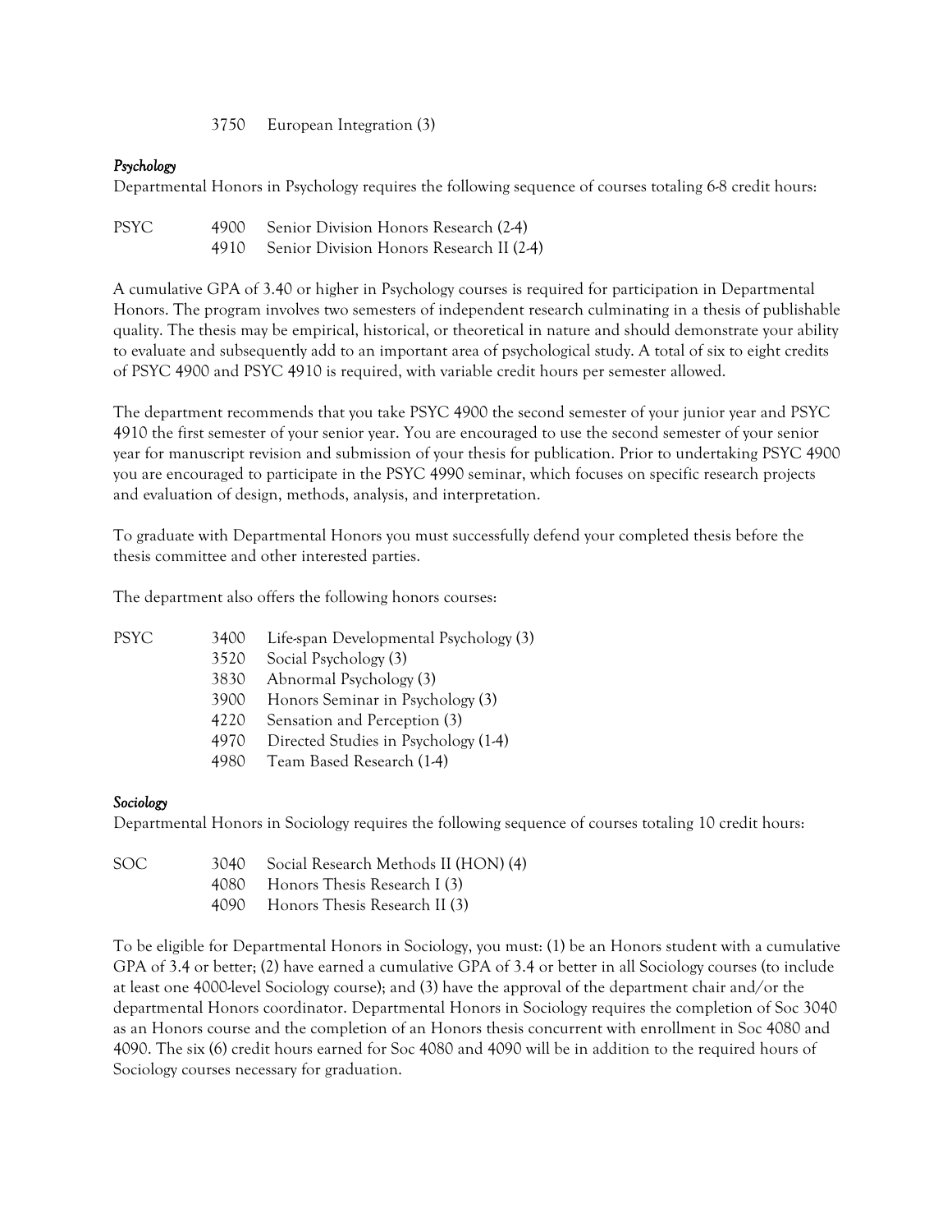3750 European Integration (3)

*Psychology*

Departmental Honors in Psychology requires the following sequence of courses totaling 6-8 credit hours:

| | | |
|---|---|---|
| PSYC | 4900 | Senior Division Honors Research (2-4) |
| | 4910 | Senior Division Honors Research II (2-4) |

A cumulative GPA of 3.40 or higher in Psychology courses is required for participation in Departmental Honors. The program involves two semesters of independent research culminating in a thesis of publishable quality. The thesis may be empirical, historical, or theoretical in nature and should demonstrate your ability to evaluate and subsequently add to an important area of psychological study. A total of six to eight credits of PSYC 4900 and PSYC 4910 is required, with variable credit hours per semester allowed.

The department recommends that you take PSYC 4900 the second semester of your junior year and PSYC 4910 the first semester of your senior year. You are encouraged to use the second semester of your senior year for manuscript revision and submission of your thesis for publication. Prior to undertaking PSYC 4900 you are encouraged to participate in the PSYC 4990 seminar, which focuses on specific research projects and evaluation of design, methods, analysis, and interpretation.

To graduate with Departmental Honors you must successfully defend your completed thesis before the thesis committee and other interested parties.

The department also offers the following honors courses:

| | | |
|---|---|---|
| PSYC | 3400 | Life-span Developmental Psychology (3) |
| | 3520 | Social Psychology (3) |
| | 3830 | Abnormal Psychology (3) |
| | 3900 | Honors Seminar in Psychology (3) |
| | 4220 | Sensation and Perception (3) |
| | 4970 | Directed Studies in Psychology (1-4) |
| | 4980 | Team Based Research (1-4) |

*Sociology*

Departmental Honors in Sociology requires the following sequence of courses totaling 10 credit hours:

| | | |
|---|---|---|
| SOC | 3040 | Social Research Methods II (HON) (4) |
| | 4080 | Honors Thesis Research I (3) |
| | 4090 | Honors Thesis Research II (3) |

To be eligible for Departmental Honors in Sociology, you must: (1) be an Honors student with a cumulative GPA of 3.4 or better; (2) have earned a cumulative GPA of 3.4 or better in all Sociology courses (to include at least one 4000-level Sociology course); and (3) have the approval of the department chair and/or the departmental Honors coordinator. Departmental Honors in Sociology requires the completion of Soc 3040 as an Honors course and the completion of an Honors thesis concurrent with enrollment in Soc 4080 and 4090. The six (6) credit hours earned for Soc 4080 and 4090 will be in addition to the required hours of Sociology courses necessary for graduation.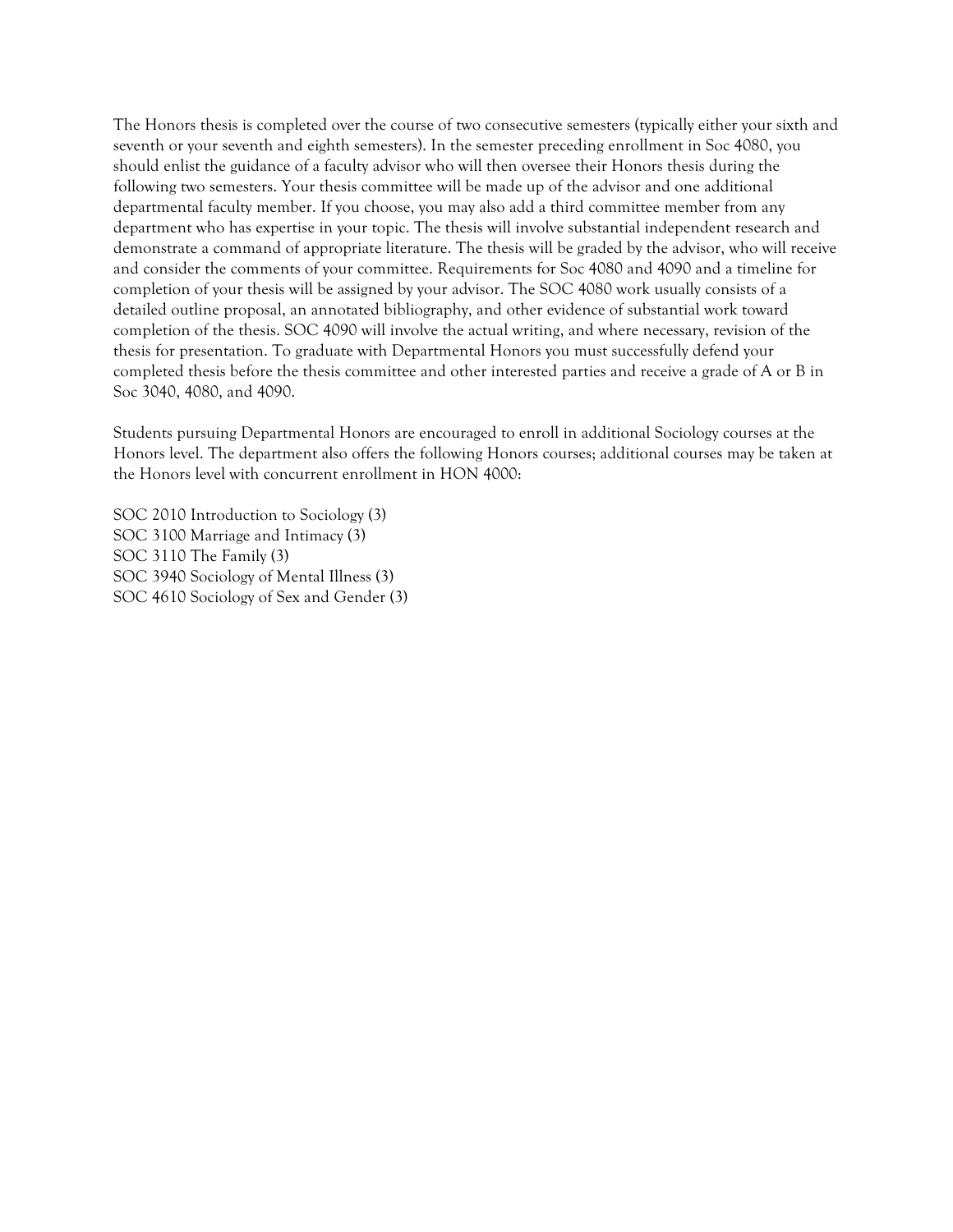The Honors thesis is completed over the course of two consecutive semesters (typically either your sixth and seventh or your seventh and eighth semesters). In the semester preceding enrollment in Soc 4080, you should enlist the guidance of a faculty advisor who will then oversee their Honors thesis during the following two semesters. Your thesis committee will be made up of the advisor and one additional departmental faculty member. If you choose, you may also add a third committee member from any department who has expertise in your topic. The thesis will involve substantial independent research and demonstrate a command of appropriate literature. The thesis will be graded by the advisor, who will receive and consider the comments of your committee. Requirements for Soc 4080 and 4090 and a timeline for completion of your thesis will be assigned by your advisor. The SOC 4080 work usually consists of a detailed outline proposal, an annotated bibliography, and other evidence of substantial work toward completion of the thesis. SOC 4090 will involve the actual writing, and where necessary, revision of the thesis for presentation. To graduate with Departmental Honors you must successfully defend your completed thesis before the thesis committee and other interested parties and receive a grade of A or B in Soc 3040, 4080, and 4090.

Students pursuing Departmental Honors are encouraged to enroll in additional Sociology courses at the Honors level. The department also offers the following Honors courses; additional courses may be taken at the Honors level with concurrent enrollment in HON 4000:

SOC 2010 Introduction to Sociology (3)
SOC 3100 Marriage and Intimacy (3)
SOC 3110 The Family (3)
SOC 3940 Sociology of Mental Illness (3)
SOC 4610 Sociology of Sex and Gender (3)